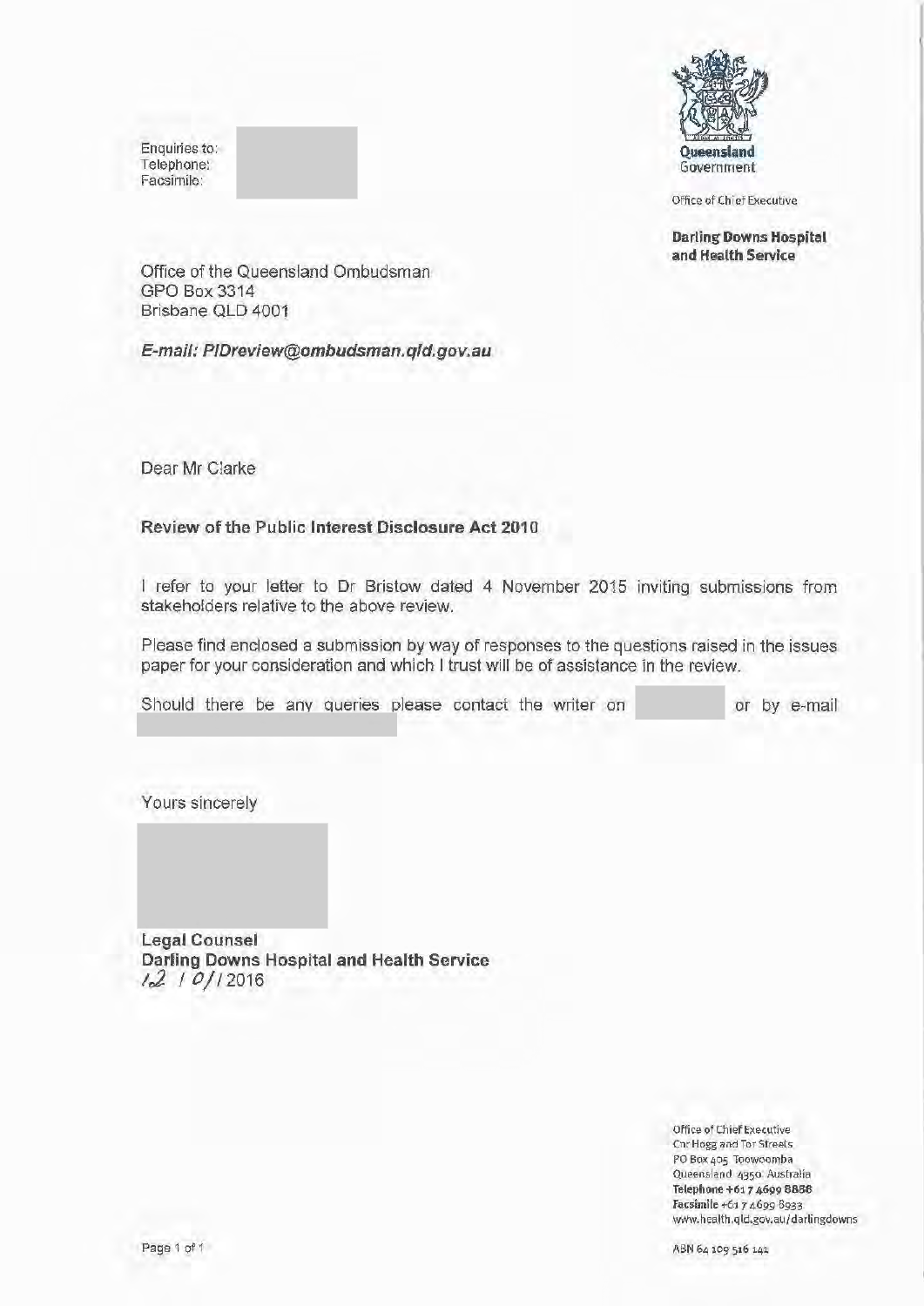Enquiries to:
Telephone:
Facsimile:

Queensland Government

Office of Chief Executive

**Darling Downs Hospital and Health Service**

Office of the Queensland Ombudsman
GPO Box 3314
Brisbane QLD 4001

***E-mail: PIDreview@ombudsman.qld.gov.au***

Dear Mr Clarke

**Review of the Public Interest Disclosure Act 2010**

I refer to your letter to Dr Bristow dated 4 November 2015 inviting submissions from stakeholders relative to the above review.

Please find enclosed a submission by way of responses to the questions raised in the issues paper for your consideration and which I trust will be of assistance in the review.

Should there be any queries please contact the writer on or by e-mail

Yours sincerely

**Legal Counsel**
**Darling Downs Hospital and Health Service**
12 / 01 / 2016

Office of Chief Executive
Cnr Hogg and Tor Streets
PO Box 405 Toowoomba
Queensland 4350 Australia
**Telephone** +61 7 4699 8888
**Facsimile** +61 7 4699 8933
www.health.qld.gov.au/darlingdowns

ABN 64 109 516 141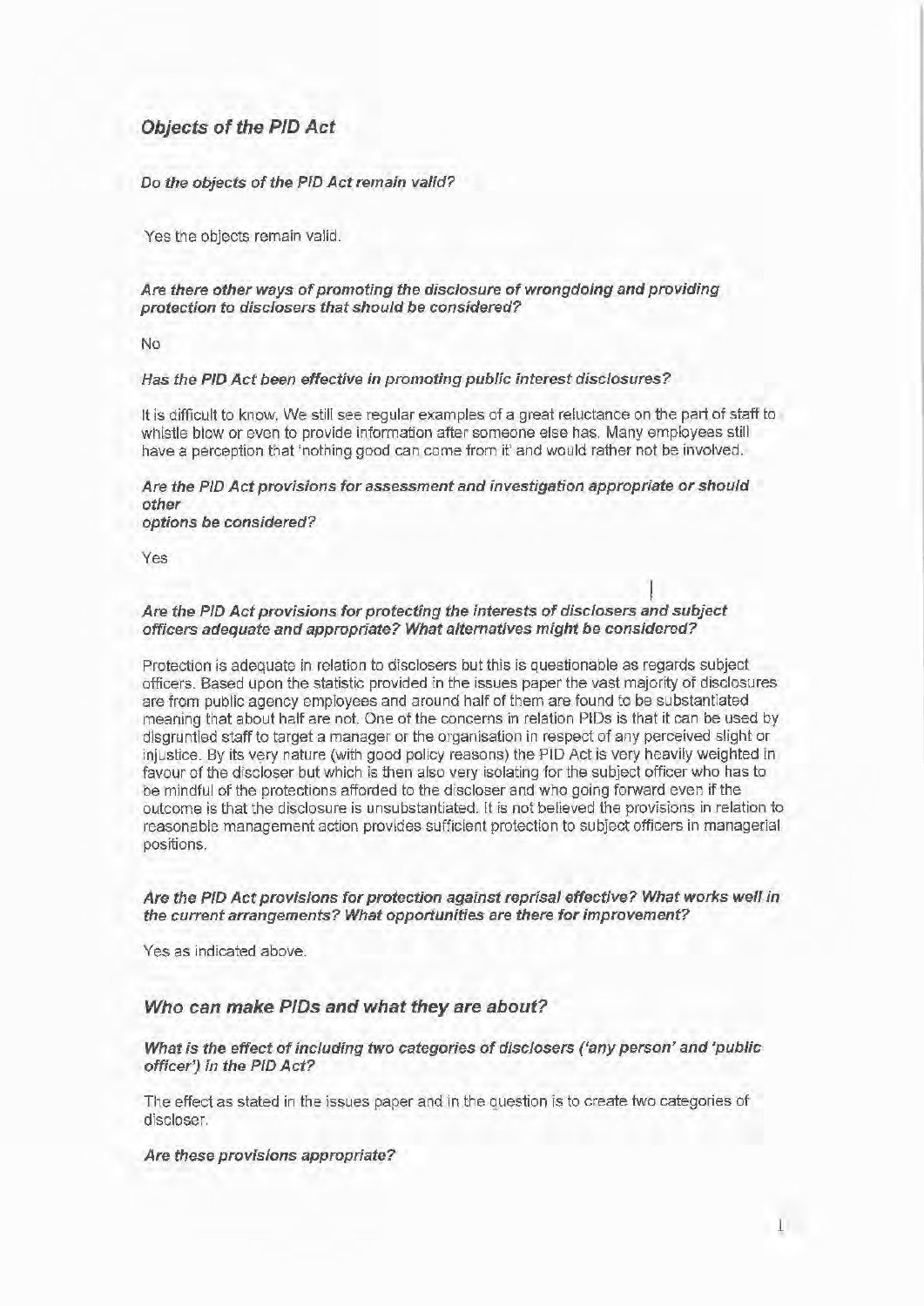## *Objects of the PID Act*

***Do the objects of the PID Act remain valid?***

Yes the objects remain valid.

***Are there other ways of promoting the disclosure of wrongdoing and providing protection to disclosers that should be considered?***

No

***Has the PID Act been effective in promoting public interest disclosures?***

It is difficult to know. We still see regular examples of a great reluctance on the part of staff to whistle blow or even to provide information after someone else has. Many employees still have a perception that 'nothing good can come from it' and would rather not be involved.

***Are the PID Act provisions for assessment and investigation appropriate or should other options be considered?***

Yes

***Are the PID Act provisions for protecting the interests of disclosers and subject officers adequate and appropriate? What alternatives might be considered?***

Protection is adequate in relation to disclosers but this is questionable as regards subject officers. Based upon the statistic provided in the issues paper the vast majority of disclosures are from public agency employees and around half of them are found to be substantiated meaning that about half are not. One of the concerns in relation PIDs is that it can be used by disgruntled staff to target a manager or the organisation in respect of any perceived slight or injustice. By its very nature (with good policy reasons) the PID Act is very heavily weighted in favour of the discloser but which is then also very isolating for the subject officer who has to be mindful of the protections afforded to the discloser and who going forward even if the outcome is that the disclosure is unsubstantiated. It is not believed the provisions in relation to reasonable management action provides sufficient protection to subject officers in managerial positions.

***Are the PID Act provisions for protection against reprisal effective? What works well in the current arrangements? What opportunities are there for improvement?***

Yes as indicated above.

## *Who can make PIDs and what they are about?*

***What is the effect of including two categories of disclosers ('any person' and 'public officer') in the PID Act?***

The effect as stated in the issues paper and in the question is to create two categories of discloser.

***Are these provisions appropriate?***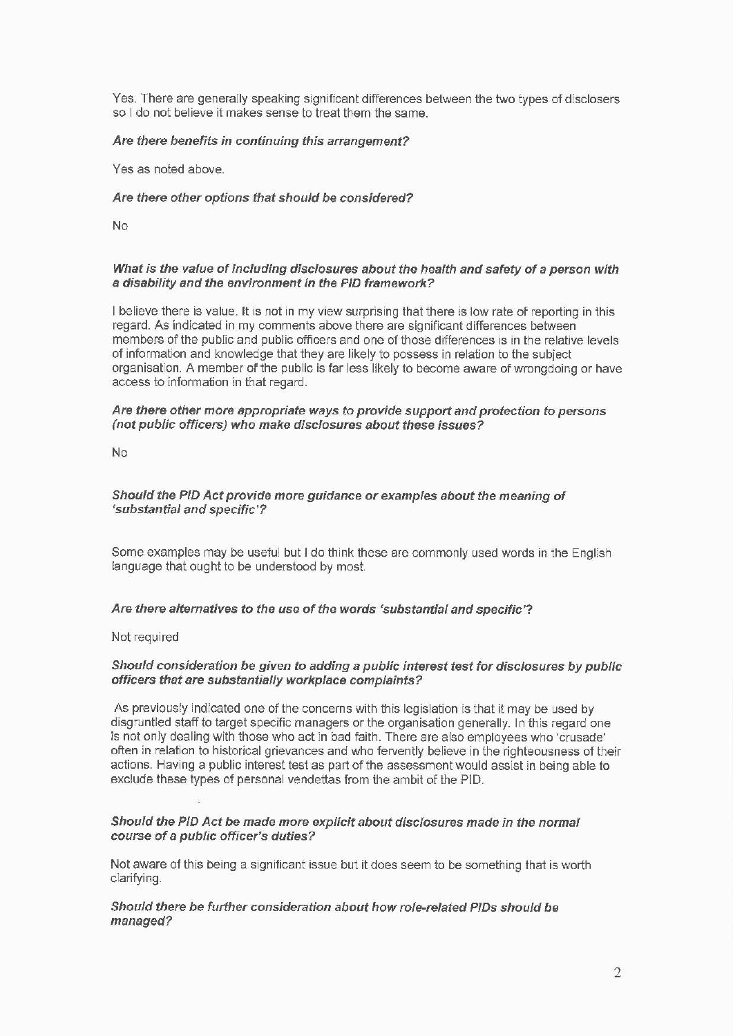Yes. There are generally speaking significant differences between the two types of disclosers so I do not believe it makes sense to treat them the same.

***Are there benefits in continuing this arrangement?***

Yes as noted above.

***Are there other options that should be considered?***

No

***What is the value of including disclosures about the health and safety of a person with a disability and the environment in the PID framework?***

I believe there is value. It is not in my view surprising that there is low rate of reporting in this regard. As indicated in my comments above there are significant differences between members of the public and public officers and one of those differences is in the relative levels of information and knowledge that they are likely to possess in relation to the subject organisation. A member of the public is far less likely to become aware of wrongdoing or have access to information in that regard.

***Are there other more appropriate ways to provide support and protection to persons (not public officers) who make disclosures about these issues?***

No

***Should the PID Act provide more guidance or examples about the meaning of 'substantial and specific'?***

Some examples may be useful but I do think these are commonly used words in the English language that ought to be understood by most.

***Are there alternatives to the use of the words 'substantial and specific'?***

Not required

***Should consideration be given to adding a public interest test for disclosures by public officers that are substantially workplace complaints?***

As previously indicated one of the concerns with this legislation is that it may be used by disgruntled staff to target specific managers or the organisation generally. In this regard one is not only dealing with those who act in bad faith. There are also employees who 'crusade' often in relation to historical grievances and who fervently believe in the righteousness of their actions. Having a public interest test as part of the assessment would assist in being able to exclude these types of personal vendettas from the ambit of the PID.

***Should the PID Act be made more explicit about disclosures made in the normal course of a public officer's duties?***

Not aware of this being a significant issue but it does seem to be something that is worth clarifying.

***Should there be further consideration about how role-related PIDs should be managed?***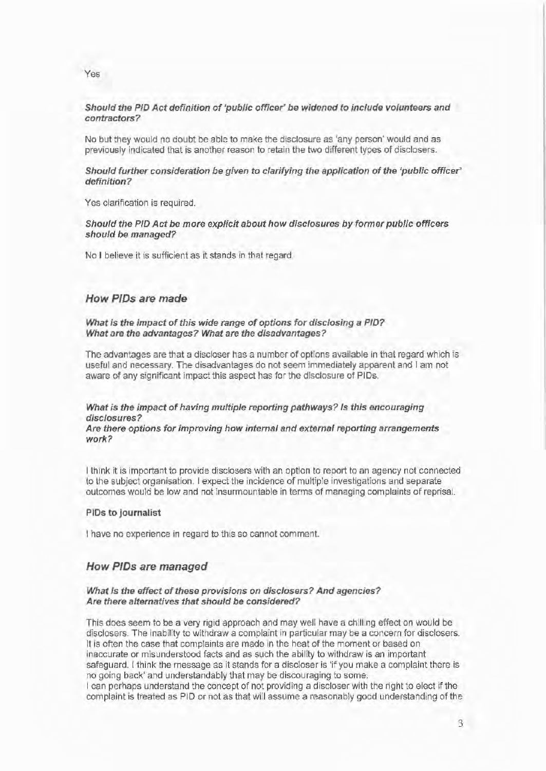Yes

***Should the PID Act definition of 'public officer' be widened to include volunteers and contractors?***

No but they would no doubt be able to make the disclosure as 'any person' would and as previously indicated that is another reason to retain the two different types of disclosers.

***Should further consideration be given to clarifying the application of the 'public officer' definition?***

Yes clarification is required.

***Should the PID Act be more explicit about how disclosures by former public officers should be managed?***

No I believe it is sufficient as it stands in that regard.

## *How PIDs are made*

***What is the impact of this wide range of options for disclosing a PID?***
***What are the advantages? What are the disadvantages?***

The advantages are that a discloser has a number of options available in that regard which is useful and necessary. The disadvantages do not seem immediately apparent and I am not aware of any significant impact this aspect has for the disclosure of PIDs.

***What is the impact of having multiple reporting pathways? Is this encouraging disclosures?***
***Are there options for improving how internal and external reporting arrangements work?***

I think it is important to provide disclosers with an option to report to an agency not connected to the subject organisation. I expect the incidence of multiple investigations and separate outcomes would be low and not insurmountable in terms of managing complaints of reprisal.

**PIDs to journalist**

I have no experience in regard to this so cannot comment.

## *How PIDs are managed*

***What is the effect of these provisions on disclosers? And agencies?***
***Are there alternatives that should be considered?***

This does seem to be a very rigid approach and may well have a chilling effect on would be disclosers. The inability to withdraw a complaint in particular may be a concern for disclosers. It is often the case that complaints are made in the heat of the moment or based on inaccurate or misunderstood facts and as such the ability to withdraw is an important safeguard. I think the message as it stands for a discloser is 'if you make a complaint there is no going back' and understandably that may be discouraging to some.
I can perhaps understand the concept of not providing a discloser with the right to elect if the complaint is treated as PID or not as that will assume a reasonably good understanding of the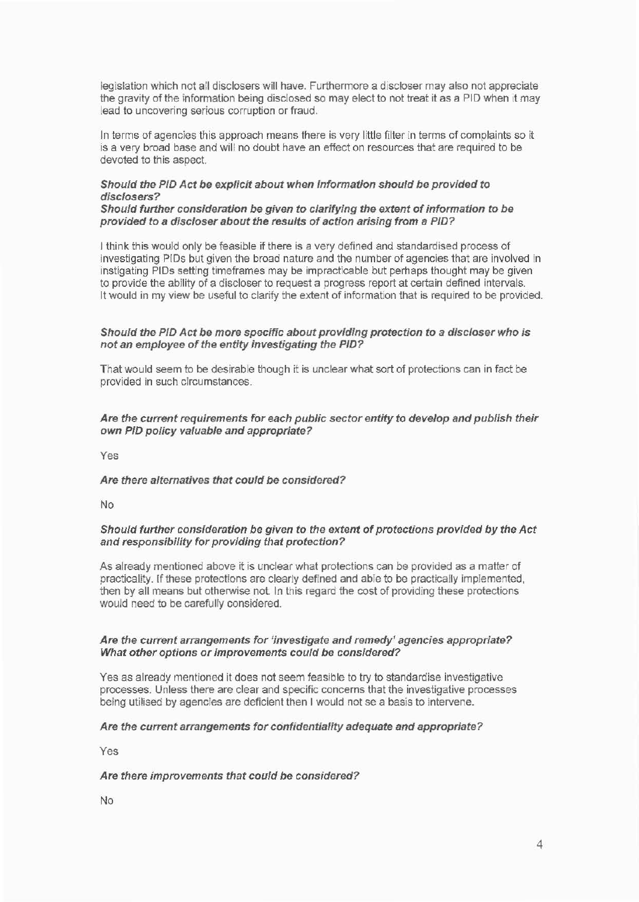legislation which not all disclosers will have. Furthermore a discloser may also not appreciate the gravity of the information being disclosed so may elect to not treat it as a PID when it may lead to uncovering serious corruption or fraud.

In terms of agencies this approach means there is very little filter in terms of complaints so it is a very broad base and will no doubt have an effect on resources that are required to be devoted to this aspect.

***Should the PID Act be explicit about when information should be provided to disclosers?***
***Should further consideration be given to clarifying the extent of information to be provided to a discloser about the results of action arising from a PID?***

I think this would only be feasible if there is a very defined and standardised process of investigating PIDs but given the broad nature and the number of agencies that are involved in instigating PIDs setting timeframes may be impracticable but perhaps thought may be given to provide the ability of a discloser to request a progress report at certain defined intervals. It would in my view be useful to clarify the extent of information that is required to be provided.

***Should the PID Act be more specific about providing protection to a discloser who is not an employee of the entity investigating the PID?***

That would seem to be desirable though it is unclear what sort of protections can in fact be provided in such circumstances.

***Are the current requirements for each public sector entity to develop and publish their own PID policy valuable and appropriate?***

Yes

***Are there alternatives that could be considered?***

No

***Should further consideration be given to the extent of protections provided by the Act and responsibility for providing that protection?***

As already mentioned above it is unclear what protections can be provided as a matter of practicality. If these protections are clearly defined and able to be practically implemented, then by all means but otherwise not. In this regard the cost of providing these protections would need to be carefully considered.

***Are the current arrangements for 'investigate and remedy' agencies appropriate? What other options or improvements could be considered?***

Yes as already mentioned it does not seem feasible to try to standardise investigative processes. Unless there are clear and specific concerns that the investigative processes being utilised by agencies are deficient then I would not se a basis to intervene.

***Are the current arrangements for confidentiality adequate and appropriate?***

Yes

***Are there improvements that could be considered?***

No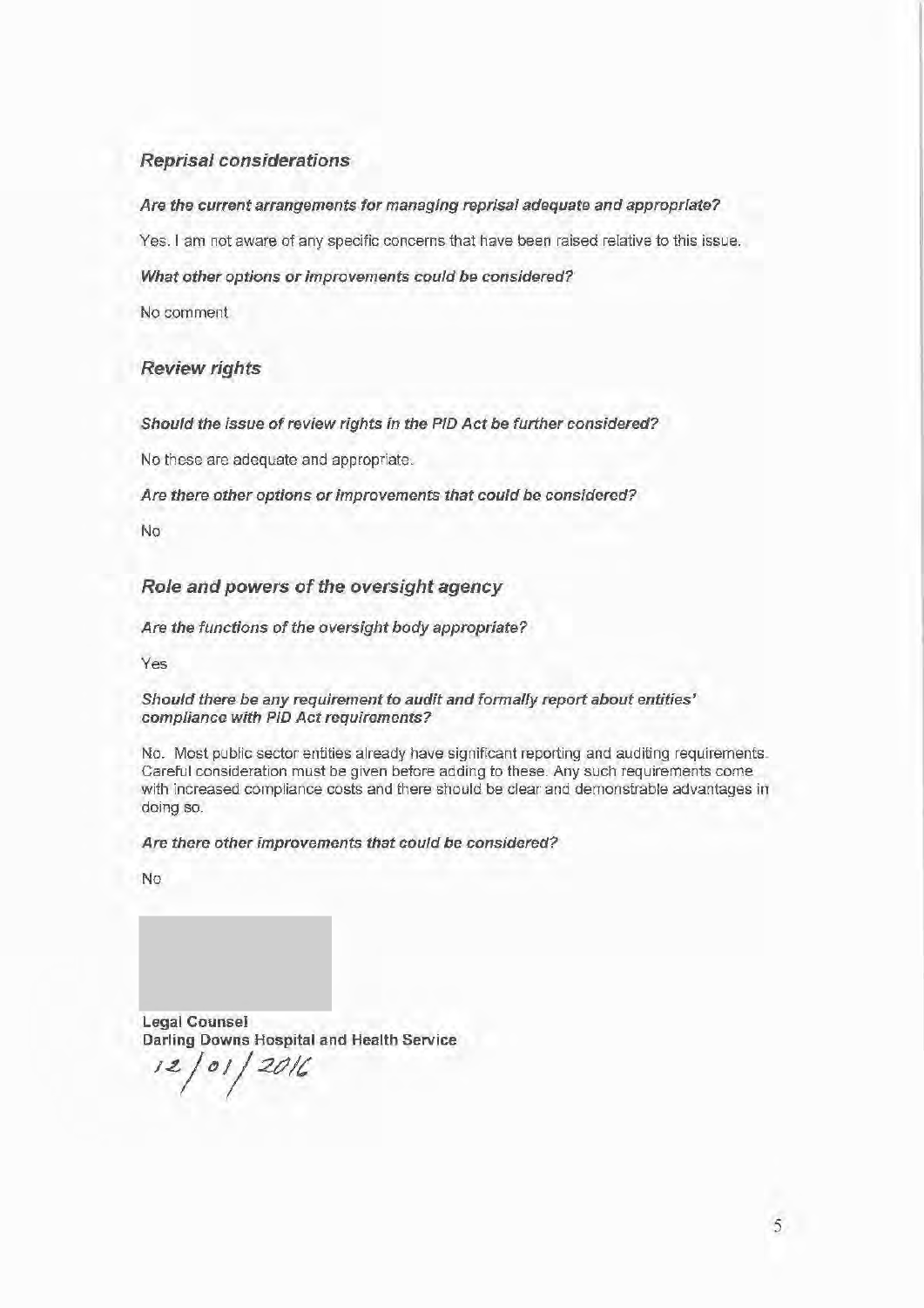## *Reprisal considerations*

***Are the current arrangements for managing reprisal adequate and appropriate?***

Yes. I am not aware of any specific concerns that have been raised relative to this issue.

***What other options or improvements could be considered?***

No comment

## *Review rights*

***Should the issue of review rights in the PID Act be further considered?***

No these are adequate and appropriate.

***Are there other options or improvements that could be considered?***

No

## *Role and powers of the oversight agency*

***Are the functions of the oversight body appropriate?***

Yes

***Should there be any requirement to audit and formally report about entities' compliance with PID Act requirements?***

No. Most public sector entities already have significant reporting and auditing requirements. Careful consideration must be given before adding to these. Any such requirements come with increased compliance costs and there should be clear and demonstrable advantages in doing so.

***Are there other improvements that could be considered?***

No

**Legal Counsel**
**Darling Downs Hospital and Health Service**

12/01/2016